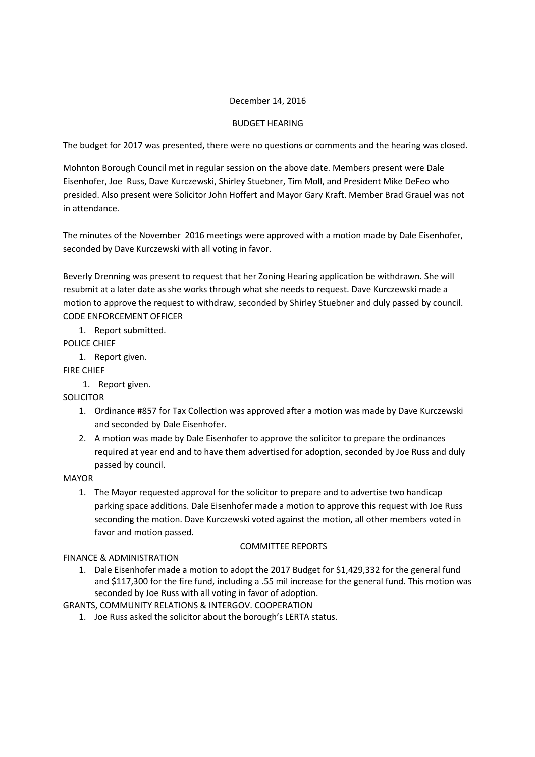December 14, 2016

BUDGET HEARING

The budget for 2017 was presented, there were no questions or comments and the hearing was closed.

Mohnton Borough Council met in regular session on the above date. Members present were Dale Eisenhofer, Joe Russ, Dave Kurczewski, Shirley Stuebner, Tim Moll, and President Mike DeFeo who presided. Also present were Solicitor John Hoffert and Mayor Gary Kraft. Member Brad Grauel was not in attendance.

The minutes of the November 2016 meetings were approved with a motion made by Dale Eisenhofer, seconded by Dave Kurczewski with all voting in favor.

Beverly Drenning was present to request that her Zoning Hearing application be withdrawn. She will resubmit at a later date as she works through what she needs to request. Dave Kurczewski made a motion to approve the request to withdraw, seconded by Shirley Stuebner and duly passed by council.

CODE ENFORCEMENT OFFICER

1. Report submitted.

POLICE CHIEF

1. Report given.

FIRE CHIEF

1. Report given.

SOLICITOR

1. Ordinance #857 for Tax Collection was approved after a motion was made by Dave Kurczewski and seconded by Dale Eisenhofer.
2. A motion was made by Dale Eisenhofer to approve the solicitor to prepare the ordinances required at year end and to have them advertised for adoption, seconded by Joe Russ and duly passed by council.

MAYOR

1. The Mayor requested approval for the solicitor to prepare and to advertise two handicap parking space additions. Dale Eisenhofer made a motion to approve this request with Joe Russ seconding the motion. Dave Kurczewski voted against the motion, all other members voted in favor and motion passed.

COMMITTEE REPORTS

FINANCE & ADMINISTRATION

1. Dale Eisenhofer made a motion to adopt the 2017 Budget for $1,429,332 for the general fund and $117,300 for the fire fund, including a .55 mil increase for the general fund. This motion was seconded by Joe Russ with all voting in favor of adoption.

GRANTS, COMMUNITY RELATIONS & INTERGOV. COOPERATION

1. Joe Russ asked the solicitor about the borough's LERTA status.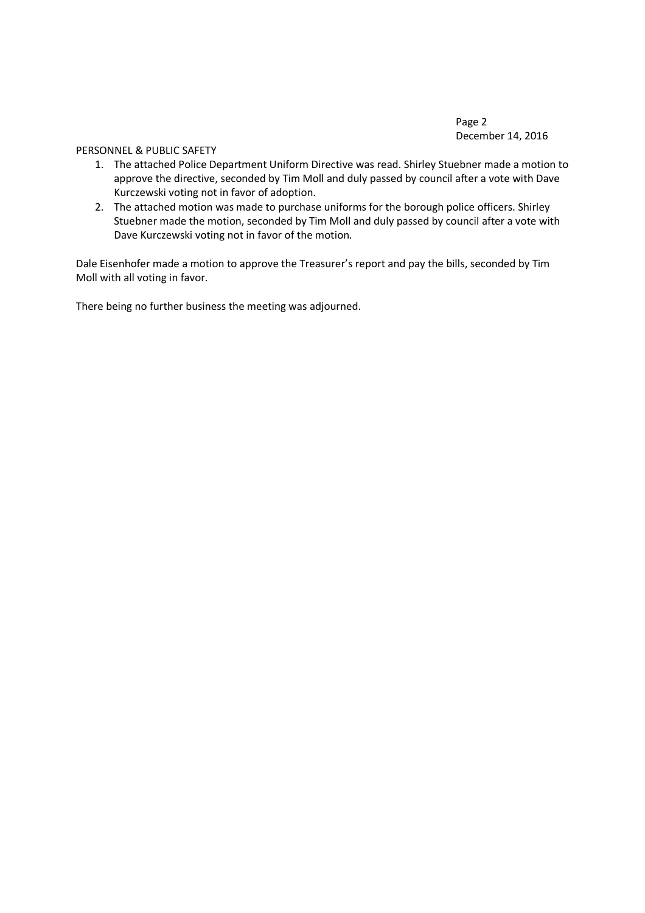PERSONNEL & PUBLIC SAFETY

1. The attached Police Department Uniform Directive was read. Shirley Stuebner made a motion to approve the directive, seconded by Tim Moll and duly passed by council after a vote with Dave Kurczewski voting not in favor of adoption.
2. The attached motion was made to purchase uniforms for the borough police officers. Shirley Stuebner made the motion, seconded by Tim Moll and duly passed by council after a vote with Dave Kurczewski voting not in favor of the motion.

Dale Eisenhofer made a motion to approve the Treasurer's report and pay the bills, seconded by Tim Moll with all voting in favor.

There being no further business the meeting was adjourned.